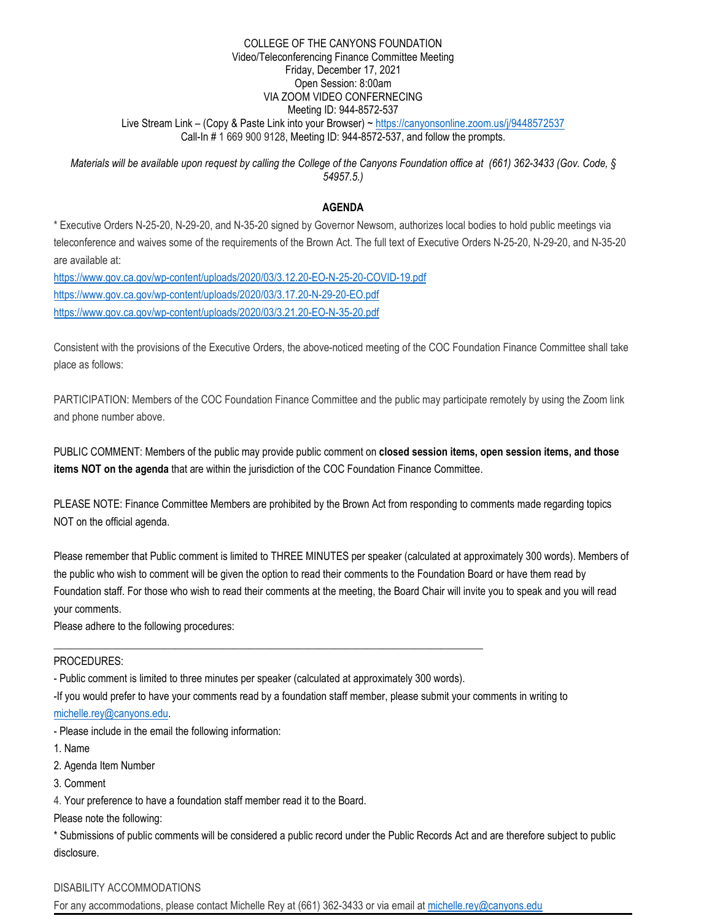COLLEGE OF THE CANYONS FOUNDATION
Video/Teleconferencing Finance Committee Meeting
Friday, December 17, 2021
Open Session: 8:00am
VIA ZOOM VIDEO CONFERENCING
Meeting ID: 944-8572-537
Live Stream Link – (Copy & Paste Link into your Browser) ~ https://canyonsonline.zoom.us/j/9448572537
Call-In # 1 669 900 9128, Meeting ID: 944-8572-537, and follow the prompts.

*Materials will be available upon request by calling the College of the Canyons Foundation office at (661) 362-3433 (Gov. Code, § 54957.5.)*

## AGENDA

* Executive Orders N-25-20, N-29-20, and N-35-20 signed by Governor Newsom, authorizes local bodies to hold public meetings via teleconference and waives some of the requirements of the Brown Act. The full text of Executive Orders N-25-20, N-29-20, and N-35-20 are available at:

https://www.gov.ca.gov/wp-content/uploads/2020/03/3.12.20-EO-N-25-20-COVID-19.pdf
https://www.gov.ca.gov/wp-content/uploads/2020/03/3.17.20-N-29-20-EO.pdf
https://www.gov.ca.gov/wp-content/uploads/2020/03/3.21.20-EO-N-35-20.pdf

Consistent with the provisions of the Executive Orders, the above-noticed meeting of the COC Foundation Finance Committee shall take place as follows:

PARTICIPATION: Members of the COC Foundation Finance Committee and the public may participate remotely by using the Zoom link and phone number above.

PUBLIC COMMENT: Members of the public may provide public comment on **closed session items, open session items, and those items NOT on the agenda** that are within the jurisdiction of the COC Foundation Finance Committee.

PLEASE NOTE: Finance Committee Members are prohibited by the Brown Act from responding to comments made regarding topics NOT on the official agenda.

Please remember that Public comment is limited to THREE MINUTES per speaker (calculated at approximately 300 words). Members of the public who wish to comment will be given the option to read their comments to the Foundation Board or have them read by Foundation staff. For those who wish to read their comments at the meeting, the Board Chair will invite you to speak and you will read your comments.

Please adhere to the following procedures:

---

PROCEDURES:

- Public comment is limited to three minutes per speaker (calculated at approximately 300 words).
- If you would prefer to have your comments read by a foundation staff member, please submit your comments in writing to michelle.rey@canyons.edu.
- Please include in the email the following information:

1. Name
2. Agenda Item Number
3. Comment
4. Your preference to have a foundation staff member read it to the Board.

Please note the following:

* Submissions of public comments will be considered a public record under the Public Records Act and are therefore subject to public disclosure.

DISABILITY ACCOMMODATIONS

For any accommodations, please contact Michelle Rey at (661) 362-3433 or via email at michelle.rey@canyons.edu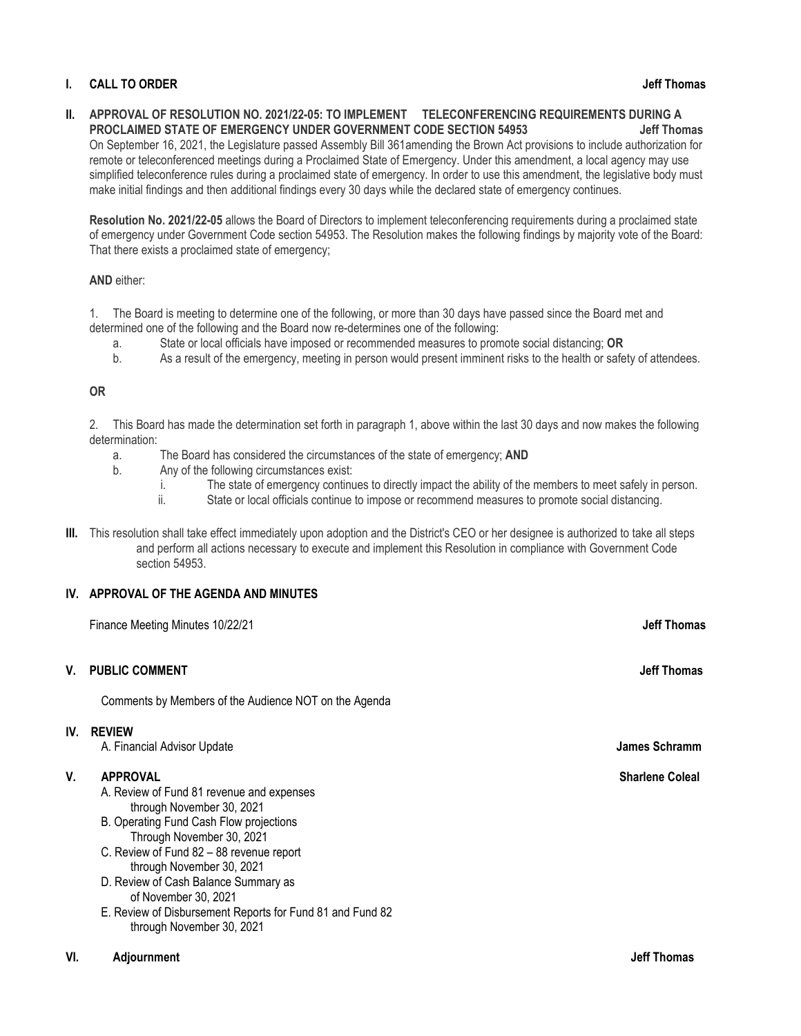**I. CALL TO ORDER** **Jeff Thomas**

**II. APPROVAL OF RESOLUTION NO. 2021/22-05: TO IMPLEMENT TELECONFERENCING REQUIREMENTS DURING A PROCLAIMED STATE OF EMERGENCY UNDER GOVERNMENT CODE SECTION 54953** **Jeff Thomas**

On September 16, 2021, the Legislature passed Assembly Bill 361amending the Brown Act provisions to include authorization for remote or teleconferenced meetings during a Proclaimed State of Emergency. Under this amendment, a local agency may use simplified teleconference rules during a proclaimed state of emergency. In order to use this amendment, the legislative body must make initial findings and then additional findings every 30 days while the declared state of emergency continues.

**Resolution No. 2021/22-05** allows the Board of Directors to implement teleconferencing requirements during a proclaimed state of emergency under Government Code section 54953. The Resolution makes the following findings by majority vote of the Board: That there exists a proclaimed state of emergency;

**AND** either:

1. The Board is meeting to determine one of the following, or more than 30 days have passed since the Board met and determined one of the following and the Board now re-determines one of the following:
   a. State or local officials have imposed or recommended measures to promote social distancing; **OR**
   b. As a result of the emergency, meeting in person would present imminent risks to the health or safety of attendees.

**OR**

2. This Board has made the determination set forth in paragraph 1, above within the last 30 days and now makes the following determination:
   a. The Board has considered the circumstances of the state of emergency; **AND**
   b. Any of the following circumstances exist:
      i. The state of emergency continues to directly impact the ability of the members to meet safely in person.
      ii. State or local officials continue to impose or recommend measures to promote social distancing.

**III.** This resolution shall take effect immediately upon adoption and the District's CEO or her designee is authorized to take all steps and perform all actions necessary to execute and implement this Resolution in compliance with Government Code section 54953.

**IV. APPROVAL OF THE AGENDA AND MINUTES**

Finance Meeting Minutes 10/22/21 **Jeff Thomas**

**V. PUBLIC COMMENT** **Jeff Thomas**

Comments by Members of the Audience NOT on the Agenda

**IV. REVIEW**

A. Financial Advisor Update **James Schramm**

**V. APPROVAL** **Sharlene Coleal**

A. Review of Fund 81 revenue and expenses through November 30, 2021
B. Operating Fund Cash Flow projections Through November 30, 2021
C. Review of Fund 82 – 88 revenue report through November 30, 2021
D. Review of Cash Balance Summary as of November 30, 2021
E. Review of Disbursement Reports for Fund 81 and Fund 82 through November 30, 2021

**VI. Adjournment** **Jeff Thomas**